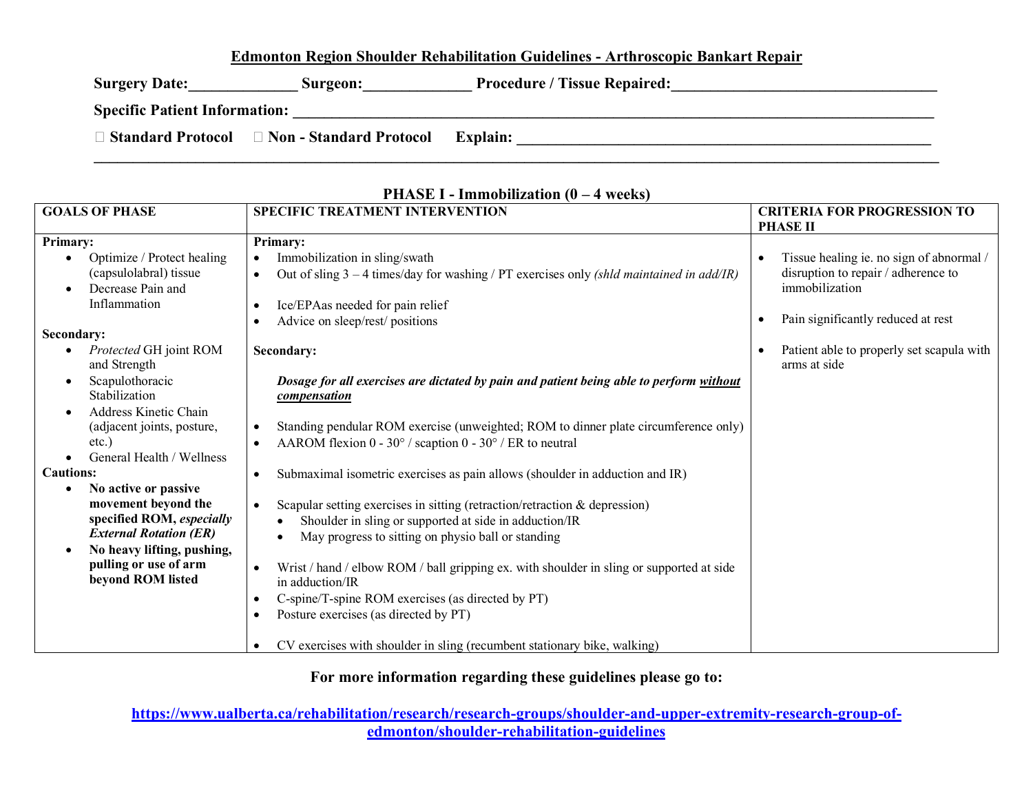# Edmonton Region Shoulder Rehabilitation Guidelines - Arthroscopic Bankart Repair

**Surgery Date:**______________ **Surgeon:**______________ **Procedure / Tissue Repaired:**___________________________________

**Specific Patient Information:** ___________________________________________________________________________________________

☐ **Standard Protocol** ☐ **Non - Standard Protocol** **Explain:** _________________________________________________________

___________________________________________________________________________________________________________________

## PHASE I - Immobilization (0 – 4 weeks)

| GOALS OF PHASE | SPECIFIC TREATMENT INTERVENTION | CRITERIA FOR PROGRESSION TO PHASE II |
|---|---|---|
| **Primary:**<br>• Optimize / Protect healing (capsulolabral) tissue<br>• Decrease Pain and Inflammation<br><br>**Secondary:**<br>• *Protected* GH joint ROM and Strength<br>• Scapulothoracic Stabilization<br>• Address Kinetic Chain (adjacent joints, posture, etc.)<br>• General Health / Wellness<br>**Cautions:**<br>• **No active or passive movement beyond the specified ROM, *especially External Rotation (ER)***<br>• **No heavy lifting, pushing, pulling or use of arm beyond ROM listed** | **Primary:**<br>• Immobilization in sling/swath<br>• Out of sling 3 – 4 times/day for washing / PT exercises only *(shld maintained in add/IR)*<br><br>• Ice/EPAas needed for pain relief<br>• Advice on sleep/rest/ positions<br><br>**Secondary:**<br><br>***Dosage for all exercises are dictated by pain and patient being able to perform <u>without compensation</u>***<br><br>• Standing pendular ROM exercise (unweighted; ROM to dinner plate circumference only)<br>• AAROM flexion 0 - 30° / scaption 0 - 30° / ER to neutral<br><br>• Submaximal isometric exercises as pain allows (shoulder in adduction and IR)<br><br>• Scapular setting exercises in sitting (retraction/retraction & depression)<br>&nbsp;&nbsp;• Shoulder in sling or supported at side in adduction/IR<br>&nbsp;&nbsp;• May progress to sitting on physio ball or standing<br><br>• Wrist / hand / elbow ROM / ball gripping ex. with shoulder in sling or supported at side in adduction/IR<br>• C-spine/T-spine ROM exercises (as directed by PT)<br>• Posture exercises (as directed by PT)<br><br>• CV exercises with shoulder in sling (recumbent stationary bike, walking) | • Tissue healing ie. no sign of abnormal / disruption to repair / adherence to immobilization<br><br>• Pain significantly reduced at rest<br><br>• Patient able to properly set scapula with arms at side |

**For more information regarding these guidelines please go to:**

**https://www.ualberta.ca/rehabilitation/research/research-groups/shoulder-and-upper-extremity-research-group-of-edmonton/shoulder-rehabilitation-guidelines**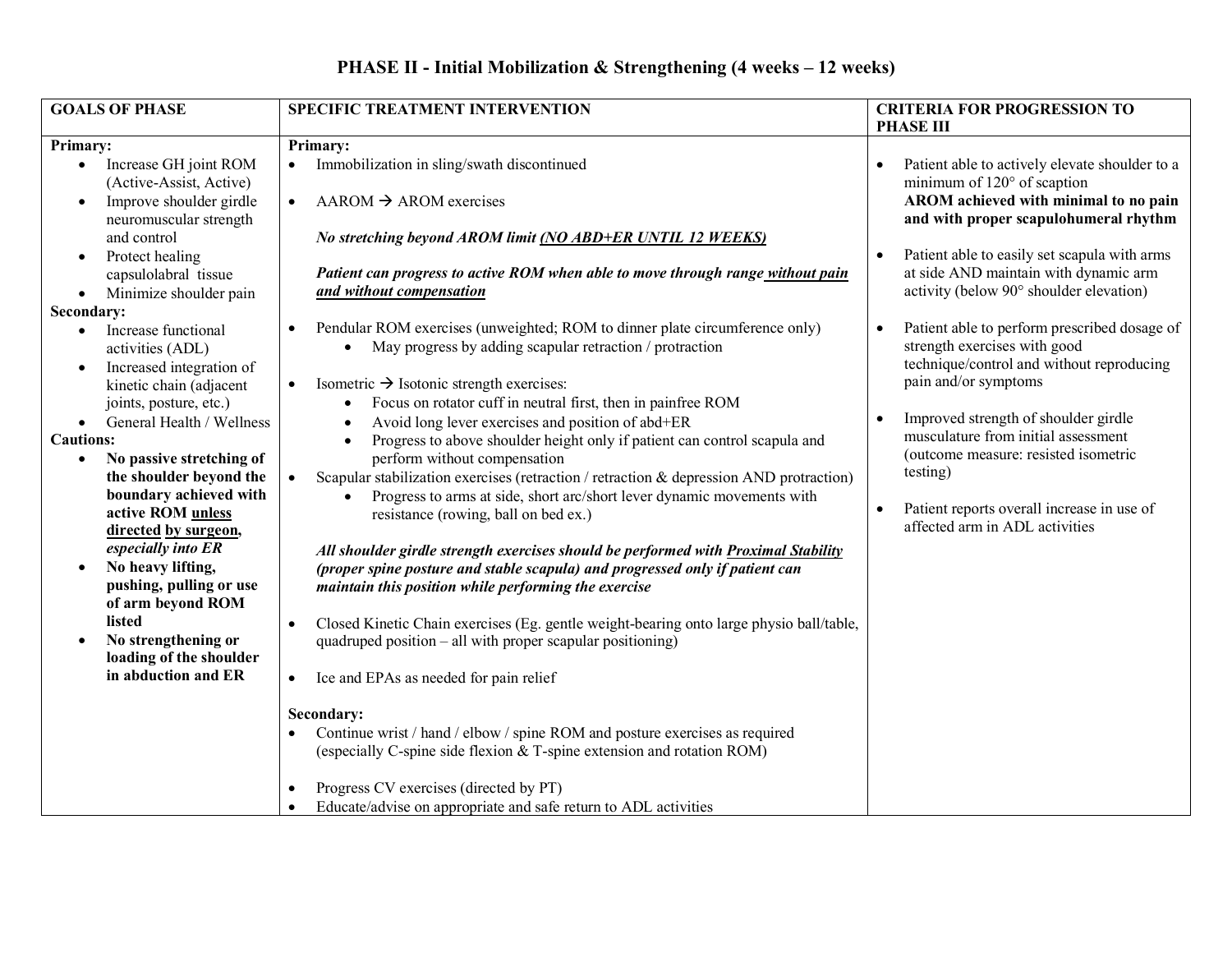# PHASE II - Initial Mobilization & Strengthening (4 weeks – 12 weeks)

| GOALS OF PHASE | SPECIFIC TREATMENT INTERVENTION | CRITERIA FOR PROGRESSION TO PHASE III |
|---|---|---|
| **Primary:**<br>• Increase GH joint ROM (Active-Assist, Active)<br>• Improve shoulder girdle neuromuscular strength and control<br>• Protect healing capsulolabral tissue<br>• Minimize shoulder pain<br>**Secondary:**<br>• Increase functional activities (ADL)<br>• Increased integration of kinetic chain (adjacent joints, posture, etc.)<br>• General Health / Wellness<br>**Cautions:**<br>• **No passive stretching of the shoulder beyond the boundary achieved with active ROM <u>unless directed by surgeon</u>, *especially into ER***<br>• **No heavy lifting, pushing, pulling or use of arm beyond ROM listed**<br>• **No strengthening or loading of the shoulder in abduction and ER** | **Primary:**<br>• Immobilization in sling/swath discontinued<br>• AAROM → AROM exercises<br>***No stretching beyond AROM limit <u>(NO ABD+ER UNTIL 12 WEEKS)</u>***<br>***Patient can progress to active ROM when able to move through range <u>without pain and without compensation</u>***<br>• Pendular ROM exercises (unweighted; ROM to dinner plate circumference only)<br>  ◦ May progress by adding scapular retraction / protraction<br>• Isometric → Isotonic strength exercises:<br>  ◦ Focus on rotator cuff in neutral first, then in painfree ROM<br>  ◦ Avoid long lever exercises and position of abd+ER<br>  ◦ Progress to above shoulder height only if patient can control scapula and perform without compensation<br>• Scapular stabilization exercises (retraction / retraction & depression AND protraction)<br>  ◦ Progress to arms at side, short arc/short lever dynamic movements with resistance (rowing, ball on bed ex.)<br>***All shoulder girdle strength exercises should be performed with <u>Proximal Stability</u> (proper spine posture and stable scapula) and progressed only if patient can maintain this position while performing the exercise***<br>• Closed Kinetic Chain exercises (Eg. gentle weight-bearing onto large physio ball/table, quadruped position – all with proper scapular positioning)<br>• Ice and EPAs as needed for pain relief<br>**Secondary:**<br>• Continue wrist / hand / elbow / spine ROM and posture exercises as required (especially C-spine side flexion & T-spine extension and rotation ROM)<br>• Progress CV exercises (directed by PT)<br>• Educate/advise on appropriate and safe return to ADL activities | • Patient able to actively elevate shoulder to a minimum of 120° of scaption **AROM achieved with minimal to no pain and with proper scapulohumeral rhythm**<br>• Patient able to easily set scapula with arms at side AND maintain with dynamic arm activity (below 90° shoulder elevation)<br>• Patient able to perform prescribed dosage of strength exercises with good technique/control and without reproducing pain and/or symptoms<br>• Improved strength of shoulder girdle musculature from initial assessment (outcome measure: resisted isometric testing)<br>• Patient reports overall increase in use of affected arm in ADL activities |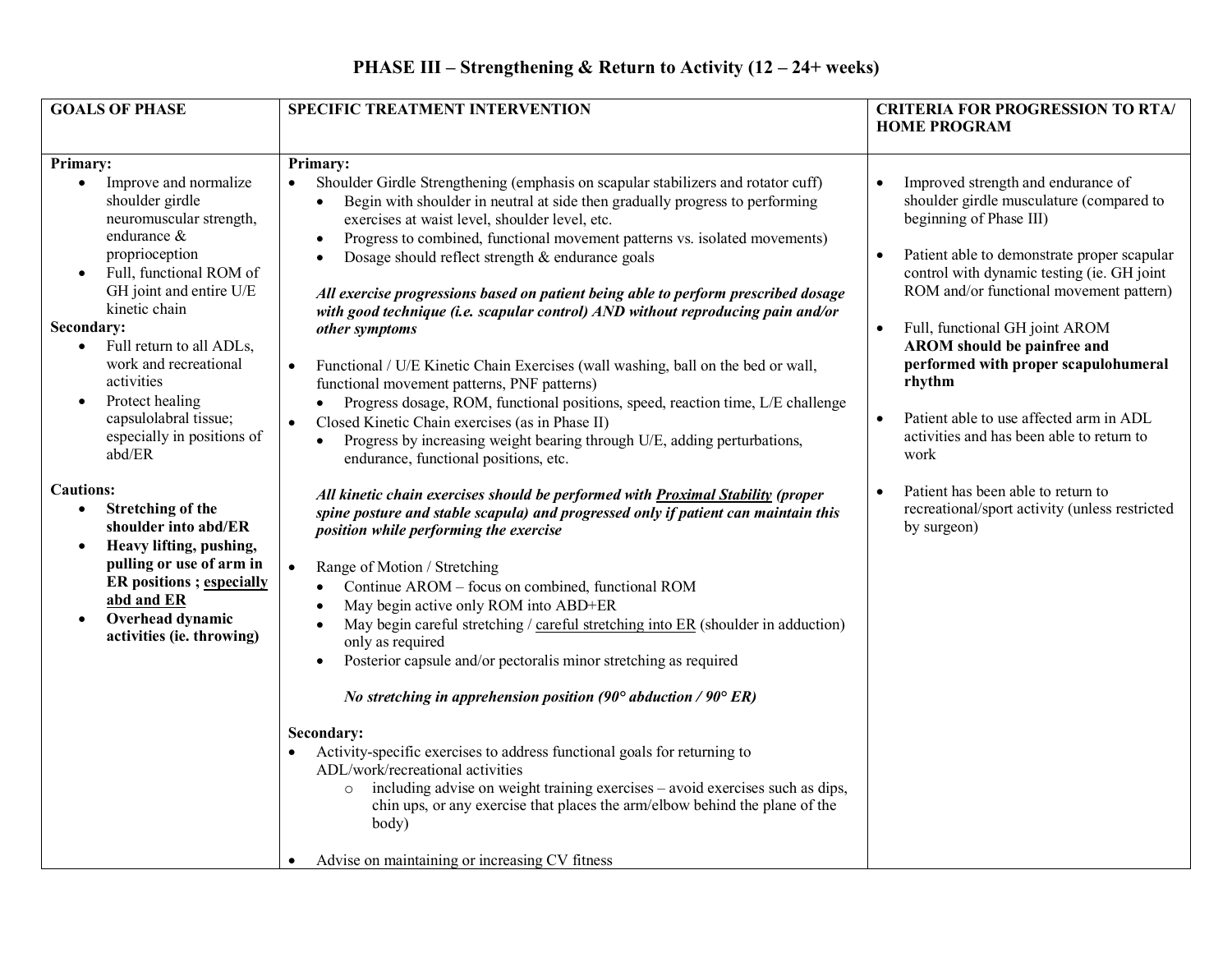# PHASE III – Strengthening & Return to Activity (12 – 24+ weeks)

| GOALS OF PHASE | SPECIFIC TREATMENT INTERVENTION | CRITERIA FOR PROGRESSION TO RTA/ HOME PROGRAM |
|---|---|---|
| **Primary:**<br>• Improve and normalize shoulder girdle neuromuscular strength, endurance & proprioception<br>• Full, functional ROM of GH joint and entire U/E kinetic chain<br>**Secondary:**<br>• Full return to all ADLs, work and recreational activities<br>• Protect healing capsulolabral tissue; especially in positions of abd/ER<br><br>**Cautions:**<br>• **Stretching of the shoulder into abd/ER**<br>• **Heavy lifting, pushing, pulling or use of arm in ER positions ; <u>especially abd and ER</u>**<br>• **Overhead dynamic activities (ie. throwing)** | **Primary:**<br>• Shoulder Girdle Strengthening (emphasis on scapular stabilizers and rotator cuff)<br>&nbsp;&nbsp;• Begin with shoulder in neutral at side then gradually progress to performing exercises at waist level, shoulder level, etc.<br>&nbsp;&nbsp;• Progress to combined, functional movement patterns vs. isolated movements)<br>&nbsp;&nbsp;• Dosage should reflect strength & endurance goals<br><br>***All exercise progressions based on patient being able to perform prescribed dosage with good technique (i.e. scapular control) AND without reproducing pain and/or other symptoms***<br><br>• Functional / U/E Kinetic Chain Exercises (wall washing, ball on the bed or wall, functional movement patterns, PNF patterns)<br>&nbsp;&nbsp;• Progress dosage, ROM, functional positions, speed, reaction time, L/E challenge<br>• Closed Kinetic Chain exercises (as in Phase II)<br>&nbsp;&nbsp;• Progress by increasing weight bearing through U/E, adding perturbations, endurance, functional positions, etc.<br><br>***All kinetic chain exercises should be performed with <u>Proximal Stability</u> (proper spine posture and stable scapula) and progressed only if patient can maintain this position while performing the exercise***<br><br>• Range of Motion / Stretching<br>&nbsp;&nbsp;• Continue AROM – focus on combined, functional ROM<br>&nbsp;&nbsp;• May begin active only ROM into ABD+ER<br>&nbsp;&nbsp;• May begin careful stretching / <u>careful stretching into ER</u> (shoulder in adduction) only as required<br>&nbsp;&nbsp;• Posterior capsule and/or pectoralis minor stretching as required<br><br>***No stretching in apprehension position (90° abduction / 90° ER)***<br><br>**Secondary:**<br>• Activity-specific exercises to address functional goals for returning to ADL/work/recreational activities<br>&nbsp;&nbsp;&nbsp;&nbsp;o including advise on weight training exercises – avoid exercises such as dips, chin ups, or any exercise that places the arm/elbow behind the plane of the body)<br><br>• Advise on maintaining or increasing CV fitness | • Improved strength and endurance of shoulder girdle musculature (compared to beginning of Phase III)<br><br>• Patient able to demonstrate proper scapular control with dynamic testing (ie. GH joint ROM and/or functional movement pattern)<br><br>• Full, functional GH joint AROM **AROM should be painfree and performed with proper scapulohumeral rhythm**<br><br>• Patient able to use affected arm in ADL activities and has been able to return to work<br><br>• Patient has been able to return to recreational/sport activity (unless restricted by surgeon) |